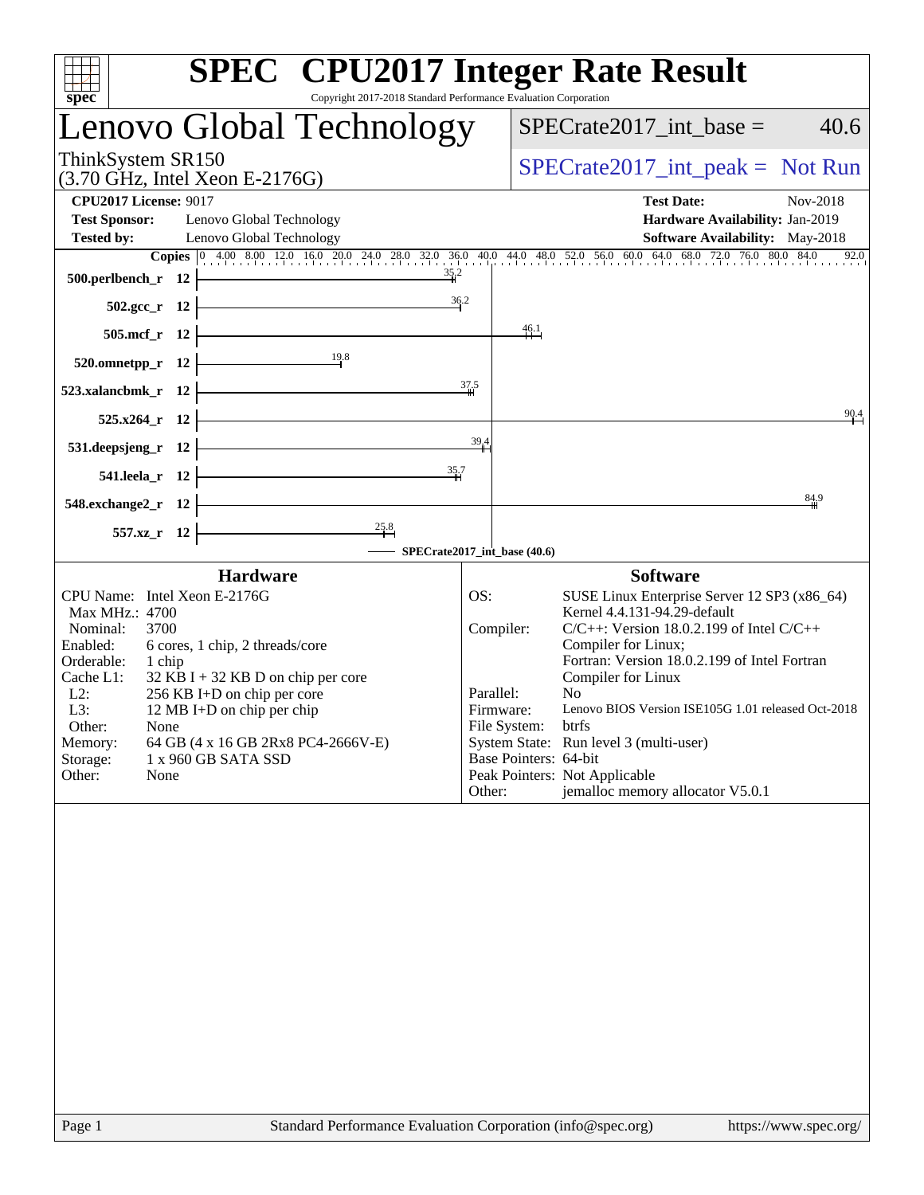# SPEC CPU2017 Integer Rate Result

Copyright 2017-2018 Standard Performance Evaluation Corporation

## Lenovo Global Technology

ThinkSystem SR150
(3.70 GHz, Intel Xeon E-2176G)

SPECrate2017_int_base = 40.6

SPECrate2017_int_peak = Not Run

**CPU2017 License:** 9017
**Test Sponsor:** Lenovo Global Technology
**Tested by:** Lenovo Global Technology

**Test Date:** Nov-2018
**Hardware Availability:** Jan-2019
**Software Availability:** May-2018

| Benchmark | Copies | SPECrate2017_int_base |
|---|---|---|
| 500.perlbench_r | 12 | 35.2 |
| 502.gcc_r | 12 | 36.2 |
| 505.mcf_r | 12 | 46.1 |
| 520.omnetpp_r | 12 | 19.8 |
| 523.xalancbmk_r | 12 | 37.5 |
| 525.x264_r | 12 | 90.4 |
| 531.deepsjeng_r | 12 | 39.4 |
| 541.leela_r | 12 | 35.7 |
| 548.exchange2_r | 12 | 84.9 |
| 557.xz_r | 12 | 25.8 |

SPECrate2017_int_base (40.6)

### Hardware

| | |
|---|---|
| CPU Name: | Intel Xeon E-2176G |
| Max MHz.: | 4700 |
| Nominal: | 3700 |
| Enabled: | 6 cores, 1 chip, 2 threads/core |
| Orderable: | 1 chip |
| Cache L1: | 32 KB I + 32 KB D on chip per core |
| L2: | 256 KB I+D on chip per core |
| L3: | 12 MB I+D on chip per chip |
| Other: | None |
| Memory: | 64 GB (4 x 16 GB 2Rx8 PC4-2666V-E) |
| Storage: | 1 x 960 GB SATA SSD |
| Other: | None |

### Software

| | |
|---|---|
| OS: | SUSE Linux Enterprise Server 12 SP3 (x86_64) Kernel 4.4.131-94.29-default |
| Compiler: | C/C++: Version 18.0.2.199 of Intel C/C++ Compiler for Linux; Fortran: Version 18.0.2.199 of Intel Fortran Compiler for Linux |
| Parallel: | No |
| Firmware: | Lenovo BIOS Version ISE105G 1.01 released Oct-2018 |
| File System: | btrfs |
| System State: | Run level 3 (multi-user) |
| Base Pointers: | 64-bit |
| Peak Pointers: | Not Applicable |
| Other: | jemalloc memory allocator V5.0.1 |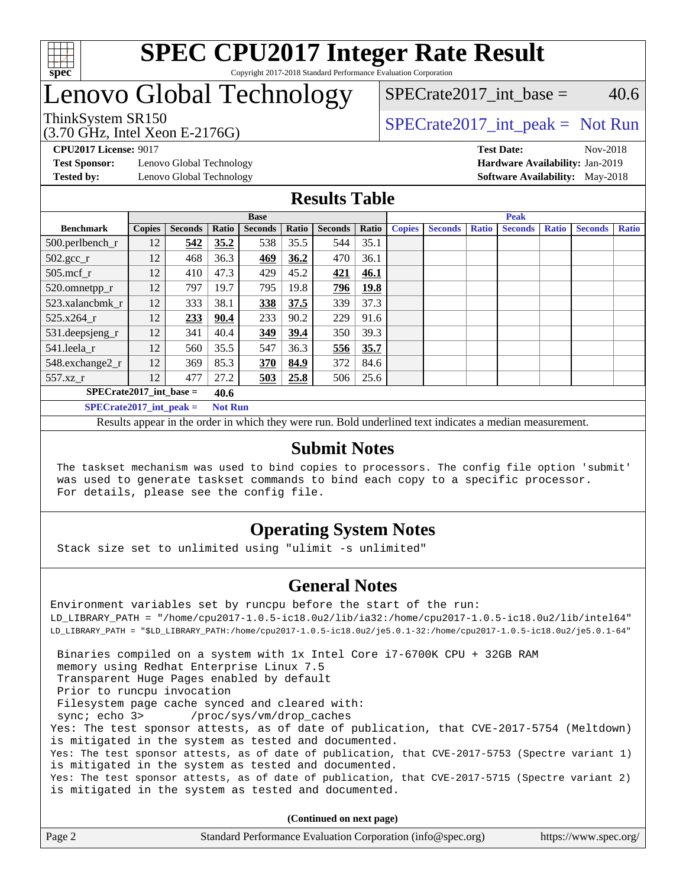# SPEC CPU2017 Integer Rate Result

Copyright 2017-2018 Standard Performance Evaluation Corporation

## Lenovo Global Technology

ThinkSystem SR150
(3.70 GHz, Intel Xeon E-2176G)

SPECrate2017_int_base = 40.6

SPECrate2017_int_peak = Not Run

**CPU2017 License:** 9017
**Test Sponsor:** Lenovo Global Technology
**Tested by:** Lenovo Global Technology

**Test Date:** Nov-2018
**Hardware Availability:** Jan-2019
**Software Availability:** May-2018

## Results Table

| Benchmark | Base | | | | | | | Peak | | | | | | |
|---|---|---|---|---|---|---|---|---|---|---|---|---|---|---|
| | Copies | Seconds | Ratio | Seconds | Ratio | Seconds | Ratio | Copies | Seconds | Ratio | Seconds | Ratio | Seconds | Ratio |
| 500.perlbench_r | 12 | **542** | **35.2** | 538 | 35.5 | 544 | 35.1 | | | | | | | |
| 502.gcc_r | 12 | 468 | 36.3 | **469** | **36.2** | 470 | 36.1 | | | | | | | |
| 505.mcf_r | 12 | 410 | 47.3 | 429 | 45.2 | **421** | **46.1** | | | | | | | |
| 520.omnetpp_r | 12 | 797 | 19.7 | 795 | 19.8 | **796** | **19.8** | | | | | | | |
| 523.xalancbmk_r | 12 | 333 | 38.1 | **338** | **37.5** | 339 | 37.3 | | | | | | | |
| 525.x264_r | 12 | **233** | **90.4** | 233 | 90.2 | 229 | 91.6 | | | | | | | |
| 531.deepsjeng_r | 12 | 341 | 40.4 | **349** | **39.4** | 350 | 39.3 | | | | | | | |
| 541.leela_r | 12 | 560 | 35.5 | 547 | 36.3 | **556** | **35.7** | | | | | | | |
| 548.exchange2_r | 12 | 369 | 85.3 | **370** | **84.9** | 372 | 84.6 | | | | | | | |
| 557.xz_r | 12 | 477 | 27.2 | **503** | **25.8** | 506 | 25.6 | | | | | | | |

**SPECrate2017_int_base = 40.6**

**SPECrate2017_int_peak = Not Run**

Results appear in the order in which they were run. Bold underlined text indicates a median measurement.

## Submit Notes

The taskset mechanism was used to bind copies to processors. The config file option 'submit' was used to generate taskset commands to bind each copy to a specific processor. For details, please see the config file.

## Operating System Notes

Stack size set to unlimited using "ulimit -s unlimited"

## General Notes

Environment variables set by runcpu before the start of the run:
LD_LIBRARY_PATH = "/home/cpu2017-1.0.5-ic18.0u2/lib/ia32:/home/cpu2017-1.0.5-ic18.0u2/lib/intel64"
LD_LIBRARY_PATH = "$LD_LIBRARY_PATH:/home/cpu2017-1.0.5-ic18.0u2/je5.0.1-32:/home/cpu2017-1.0.5-ic18.0u2/je5.0.1-64"

Binaries compiled on a system with 1x Intel Core i7-6700K CPU + 32GB RAM memory using Redhat Enterprise Linux 7.5
Transparent Huge Pages enabled by default
Prior to runcpu invocation
Filesystem page cache synced and cleared with:
sync; echo 3> /proc/sys/vm/drop_caches
Yes: The test sponsor attests, as of date of publication, that CVE-2017-5754 (Meltdown) is mitigated in the system as tested and documented.
Yes: The test sponsor attests, as of date of publication, that CVE-2017-5753 (Spectre variant 1) is mitigated in the system as tested and documented.
Yes: The test sponsor attests, as of date of publication, that CVE-2017-5715 (Spectre variant 2) is mitigated in the system as tested and documented.

**(Continued on next page)**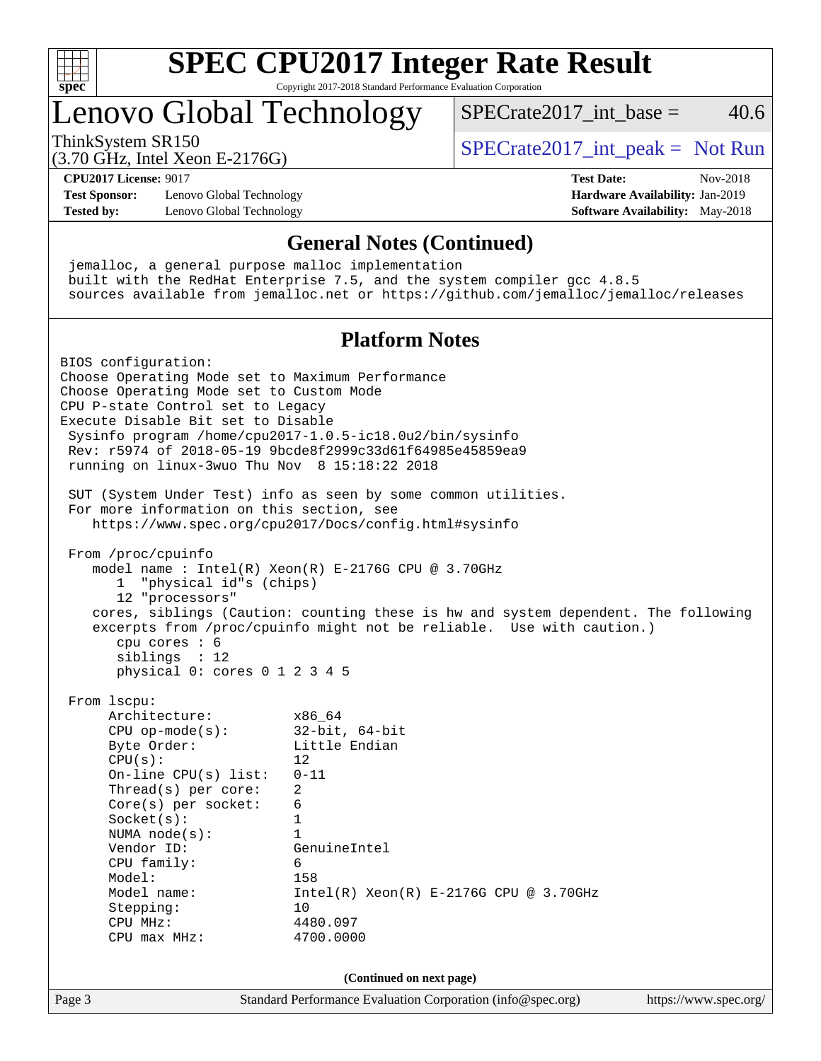# SPEC CPU2017 Integer Rate Result

Copyright 2017-2018 Standard Performance Evaluation Corporation

## Lenovo Global Technology

ThinkSystem SR150
(3.70 GHz, Intel Xeon E-2176G)

SPECrate2017_int_base = 40.6

SPECrate2017_int_peak = Not Run

**CPU2017 License:** 9017
**Test Sponsor:** Lenovo Global Technology
**Tested by:** Lenovo Global Technology
**Test Date:** Nov-2018
**Hardware Availability:** Jan-2019
**Software Availability:** May-2018

### General Notes (Continued)

```
jemalloc, a general purpose malloc implementation
built with the RedHat Enterprise 7.5, and the system compiler gcc 4.8.5
sources available from jemalloc.net or https://github.com/jemalloc/jemalloc/releases
```

### Platform Notes

```
BIOS configuration:
Choose Operating Mode set to Maximum Performance
Choose Operating Mode set to Custom Mode
CPU P-state Control set to Legacy
Execute Disable Bit set to Disable
 Sysinfo program /home/cpu2017-1.0.5-ic18.0u2/bin/sysinfo
 Rev: r5974 of 2018-05-19 9bcde8f2999c33d61f64985e45859ea9
 running on linux-3wuo Thu Nov  8 15:18:22 2018

 SUT (System Under Test) info as seen by some common utilities.
 For more information on this section, see
    https://www.spec.org/cpu2017/Docs/config.html#sysinfo

 From /proc/cpuinfo
    model name : Intel(R) Xeon(R) E-2176G CPU @ 3.70GHz
       1  "physical id"s (chips)
       12 "processors"
    cores, siblings (Caution: counting these is hw and system dependent. The following
    excerpts from /proc/cpuinfo might not be reliable.  Use with caution.)
       cpu cores : 6
       siblings  : 12
       physical 0: cores 0 1 2 3 4 5

 From lscpu:
      Architecture:          x86_64
      CPU op-mode(s):        32-bit, 64-bit
      Byte Order:            Little Endian
      CPU(s):                12
      On-line CPU(s) list:   0-11
      Thread(s) per core:    2
      Core(s) per socket:    6
      Socket(s):             1
      NUMA node(s):          1
      Vendor ID:             GenuineIntel
      CPU family:            6
      Model:                 158
      Model name:            Intel(R) Xeon(R) E-2176G CPU @ 3.70GHz
      Stepping:              10
      CPU MHz:               4480.097
      CPU max MHz:           4700.0000
```

(Continued on next page)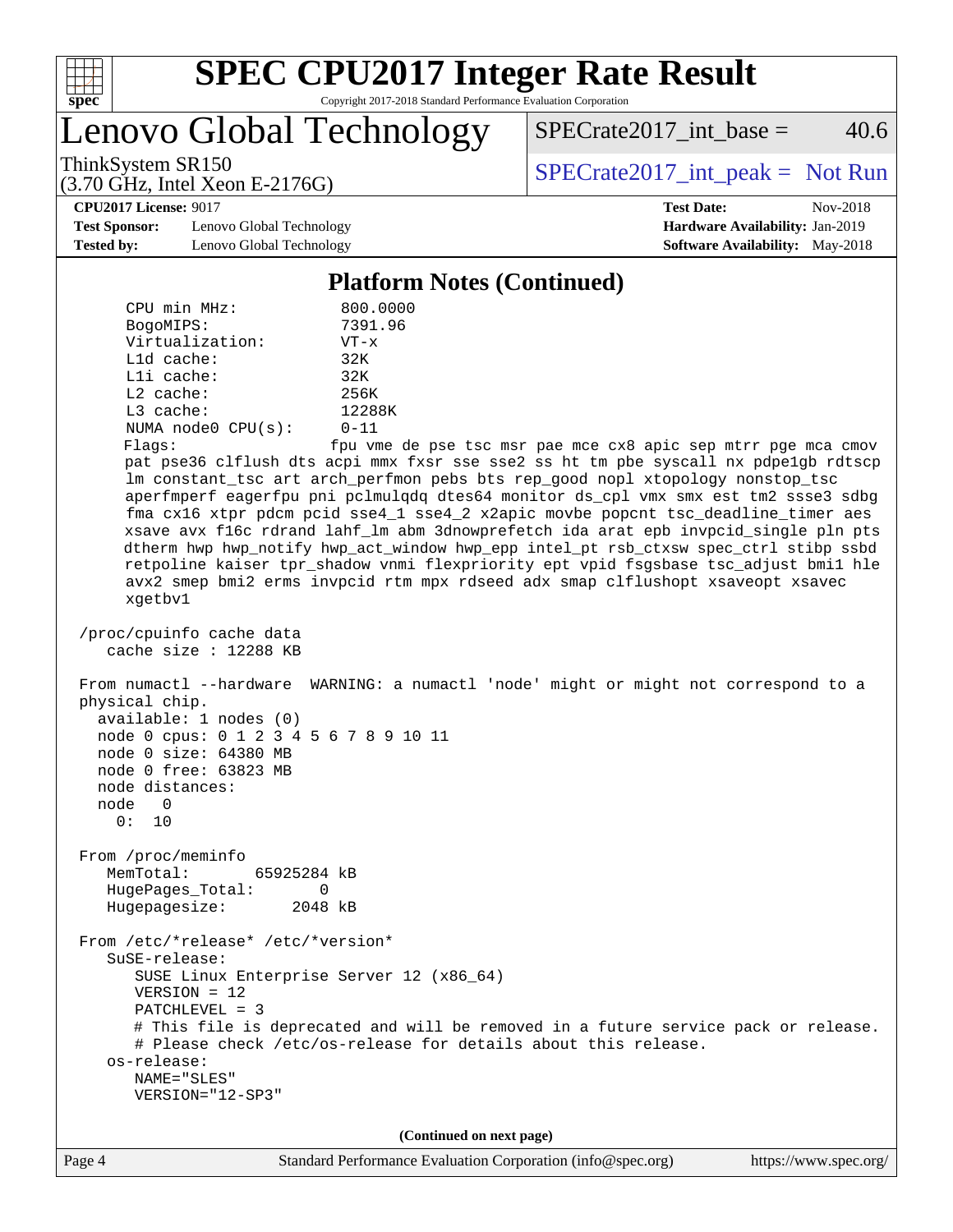## Platform Notes (Continued)

```
      CPU min MHz:           800.0000
      BogoMIPS:              7391.96
      Virtualization:        VT-x
      L1d cache:             32K
      L1i cache:             32K
      L2 cache:              256K
      L3 cache:              12288K
      NUMA node0 CPU(s):     0-11
      Flags:                 fpu vme de pse tsc msr pae mce cx8 apic sep mtrr pge mca cmov
      pat pse36 clflush dts acpi mmx fxsr sse sse2 ss ht tm pbe syscall nx pdpe1gb rdtscp
      lm constant_tsc art arch_perfmon pebs bts rep_good nopl xtopology nonstop_tsc
      aperfmperf eagerfpu pni pclmulqdq dtes64 monitor ds_cpl vmx smx est tm2 ssse3 sdbg
      fma cx16 xtpr pdcm pcid sse4_1 sse4_2 x2apic movbe popcnt tsc_deadline_timer aes
      xsave avx f16c rdrand lahf_lm abm 3dnowprefetch ida arat epb invpcid_single pln pts
      dtherm hwp hwp_notify hwp_act_window hwp_epp intel_pt rsb_ctxsw spec_ctrl stibp ssbd
      retpoline kaiser tpr_shadow vnmi flexpriority ept vpid fsgsbase tsc_adjust bmi1 hle
      avx2 smep bmi2 erms invpcid rtm mpx rdseed adx smap clflushopt xsaveopt xsavec
      xgetbv1

 /proc/cpuinfo cache data
    cache size : 12288 KB

 From numactl --hardware  WARNING: a numactl 'node' might or might not correspond to a
 physical chip.
   available: 1 nodes (0)
   node 0 cpus: 0 1 2 3 4 5 6 7 8 9 10 11
   node 0 size: 64380 MB
   node 0 free: 63823 MB
   node distances:
   node   0
     0:  10

 From /proc/meminfo
    MemTotal:       65925284 kB
    HugePages_Total:       0
    Hugepagesize:       2048 kB

 From /etc/*release* /etc/*version*
    SuSE-release:
       SUSE Linux Enterprise Server 12 (x86_64)
       VERSION = 12
       PATCHLEVEL = 3
       # This file is deprecated and will be removed in a future service pack or release.
       # Please check /etc/os-release for details about this release.
    os-release:
       NAME="SLES"
       VERSION="12-SP3"
```

(Continued on next page)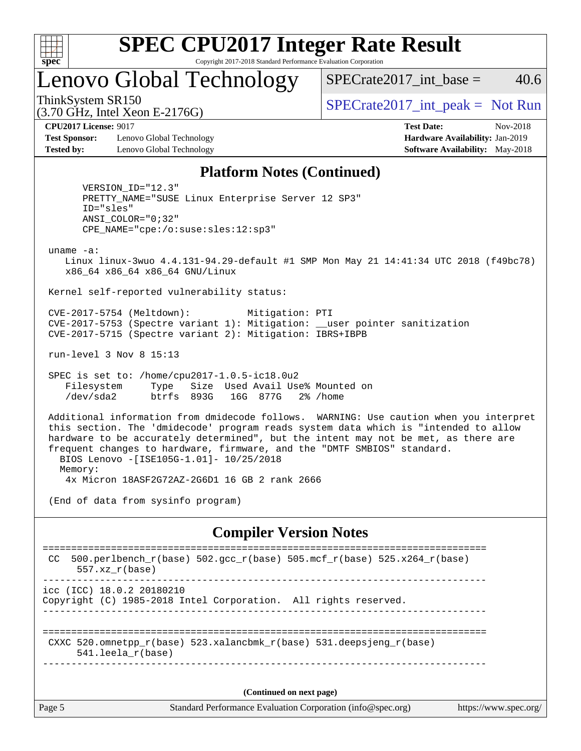## Platform Notes (Continued)

```
      VERSION_ID="12.3"
      PRETTY_NAME="SUSE Linux Enterprise Server 12 SP3"
      ID="sles"
      ANSI_COLOR="0;32"
      CPE_NAME="cpe:/o:suse:sles:12:sp3"

 uname -a:
    Linux linux-3wuo 4.4.131-94.29-default #1 SMP Mon May 21 14:41:34 UTC 2018 (f49bc78)
    x86_64 x86_64 x86_64 GNU/Linux

 Kernel self-reported vulnerability status:

 CVE-2017-5754 (Meltdown):          Mitigation: PTI
 CVE-2017-5753 (Spectre variant 1): Mitigation: __user pointer sanitization
 CVE-2017-5715 (Spectre variant 2): Mitigation: IBRS+IBPB

 run-level 3 Nov 8 15:13

 SPEC is set to: /home/cpu2017-1.0.5-ic18.0u2
    Filesystem     Type   Size  Used Avail Use% Mounted on
    /dev/sda2      btrfs  893G   16G  877G   2% /home

 Additional information from dmidecode follows.  WARNING: Use caution when you interpret
 this section. The 'dmidecode' program reads system data which is "intended to allow
 hardware to be accurately determined", but the intent may not be met, as there are
 frequent changes to hardware, firmware, and the "DMTF SMBIOS" standard.
   BIOS Lenovo -[ISE105G-1.01]- 10/25/2018
   Memory:
    4x Micron 18ASF2G72AZ-2G6D1 16 GB 2 rank 2666

 (End of data from sysinfo program)
```

## Compiler Version Notes

```
==============================================================================
 CC  500.perlbench_r(base) 502.gcc_r(base) 505.mcf_r(base) 525.x264_r(base)
      557.xz_r(base)
------------------------------------------------------------------------------
icc (ICC) 18.0.2 20180210
Copyright (C) 1985-2018 Intel Corporation.  All rights reserved.
------------------------------------------------------------------------------

==============================================================================
 CXXC 520.omnetpp_r(base) 523.xalancbmk_r(base) 531.deepsjeng_r(base)
      541.leela_r(base)
------------------------------------------------------------------------------
```

(Continued on next page)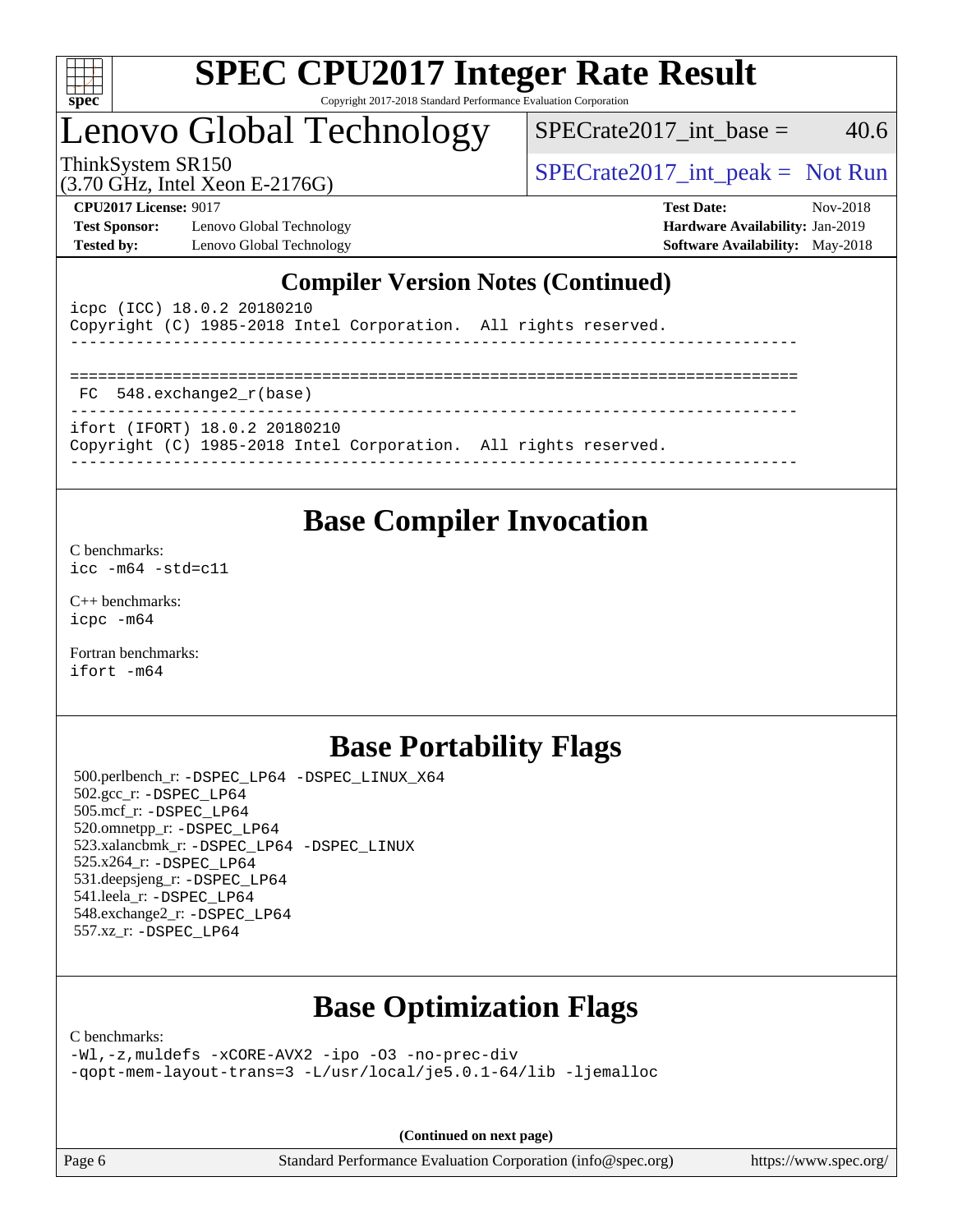## Compiler Version Notes (Continued)

```
icpc (ICC) 18.0.2 20180210
Copyright (C) 1985-2018 Intel Corporation.  All rights reserved.
------------------------------------------------------------------------------

==============================================================================
 FC  548.exchange2_r(base)
------------------------------------------------------------------------------
ifort (IFORT) 18.0.2 20180210
Copyright (C) 1985-2018 Intel Corporation.  All rights reserved.
------------------------------------------------------------------------------
```

## Base Compiler Invocation

C benchmarks:
`icc -m64 -std=c11`

C++ benchmarks:
`icpc -m64`

Fortran benchmarks:
`ifort -m64`

## Base Portability Flags

500.perlbench_r: `-DSPEC_LP64 -DSPEC_LINUX_X64`
502.gcc_r: `-DSPEC_LP64`
505.mcf_r: `-DSPEC_LP64`
520.omnetpp_r: `-DSPEC_LP64`
523.xalancbmk_r: `-DSPEC_LP64 -DSPEC_LINUX`
525.x264_r: `-DSPEC_LP64`
531.deepsjeng_r: `-DSPEC_LP64`
541.leela_r: `-DSPEC_LP64`
548.exchange2_r: `-DSPEC_LP64`
557.xz_r: `-DSPEC_LP64`

## Base Optimization Flags

C benchmarks:
```
-Wl,-z,muldefs -xCORE-AVX2 -ipo -O3 -no-prec-div
-qopt-mem-layout-trans=3 -L/usr/local/je5.0.1-64/lib -ljemalloc
```

(Continued on next page)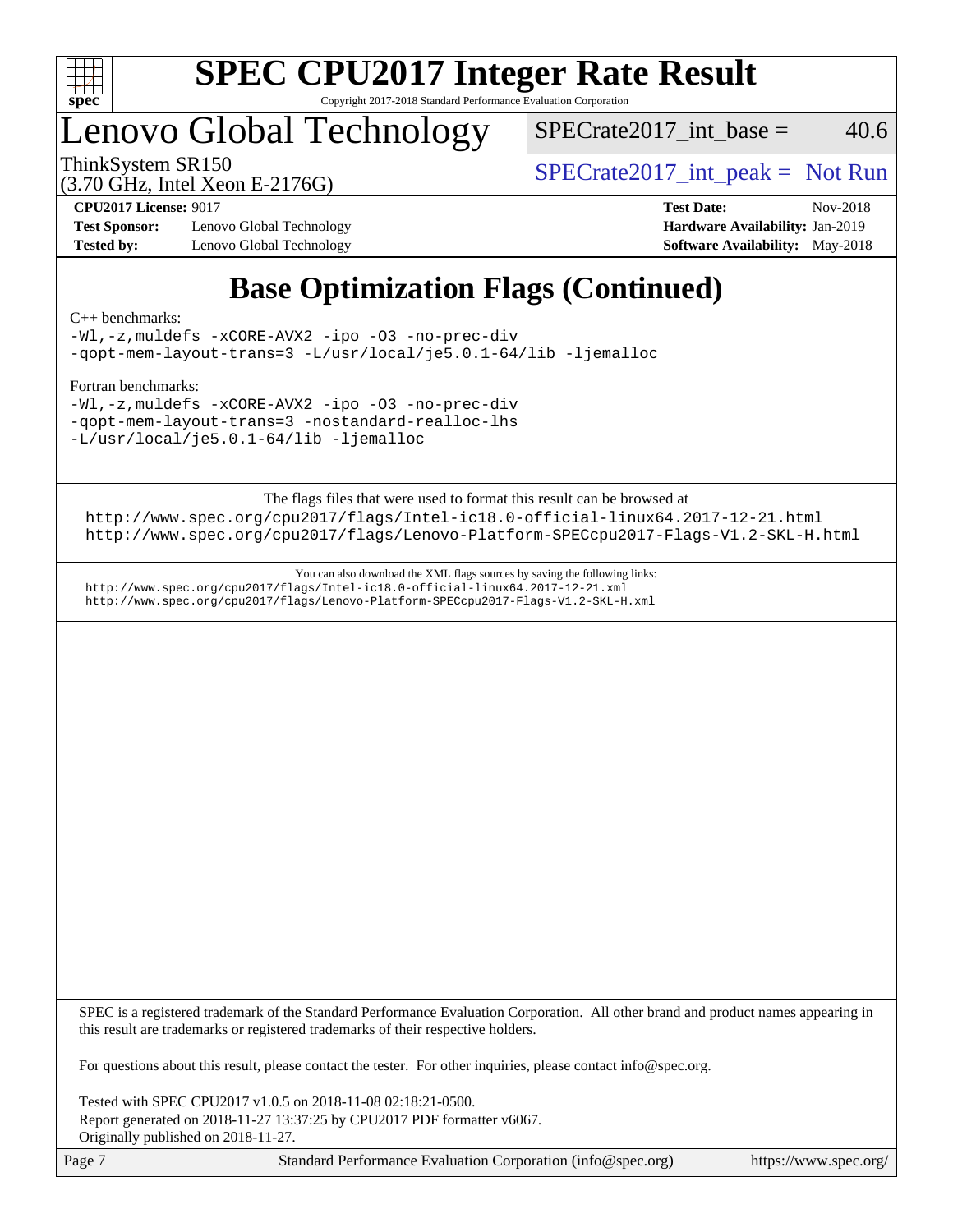# Base Optimization Flags (Continued)

C++ benchmarks:

```
-Wl,-z,muldefs -xCORE-AVX2 -ipo -O3 -no-prec-div
-qopt-mem-layout-trans=3 -L/usr/local/je5.0.1-64/lib -ljemalloc
```

Fortran benchmarks:

```
-Wl,-z,muldefs -xCORE-AVX2 -ipo -O3 -no-prec-div
-qopt-mem-layout-trans=3 -nostandard-realloc-lhs
-L/usr/local/je5.0.1-64/lib -ljemalloc
```

The flags files that were used to format this result can be browsed at

http://www.spec.org/cpu2017/flags/Intel-ic18.0-official-linux64.2017-12-21.html
http://www.spec.org/cpu2017/flags/Lenovo-Platform-SPECcpu2017-Flags-V1.2-SKL-H.html

You can also download the XML flags sources by saving the following links:

http://www.spec.org/cpu2017/flags/Intel-ic18.0-official-linux64.2017-12-21.xml
http://www.spec.org/cpu2017/flags/Lenovo-Platform-SPECcpu2017-Flags-V1.2-SKL-H.xml

SPEC is a registered trademark of the Standard Performance Evaluation Corporation. All other brand and product names appearing in this result are trademarks or registered trademarks of their respective holders.

For questions about this result, please contact the tester. For other inquiries, please contact info@spec.org.

Tested with SPEC CPU2017 v1.0.5 on 2018-11-08 02:18:21-0500.
Report generated on 2018-11-27 13:37:25 by CPU2017 PDF formatter v6067.
Originally published on 2018-11-27.